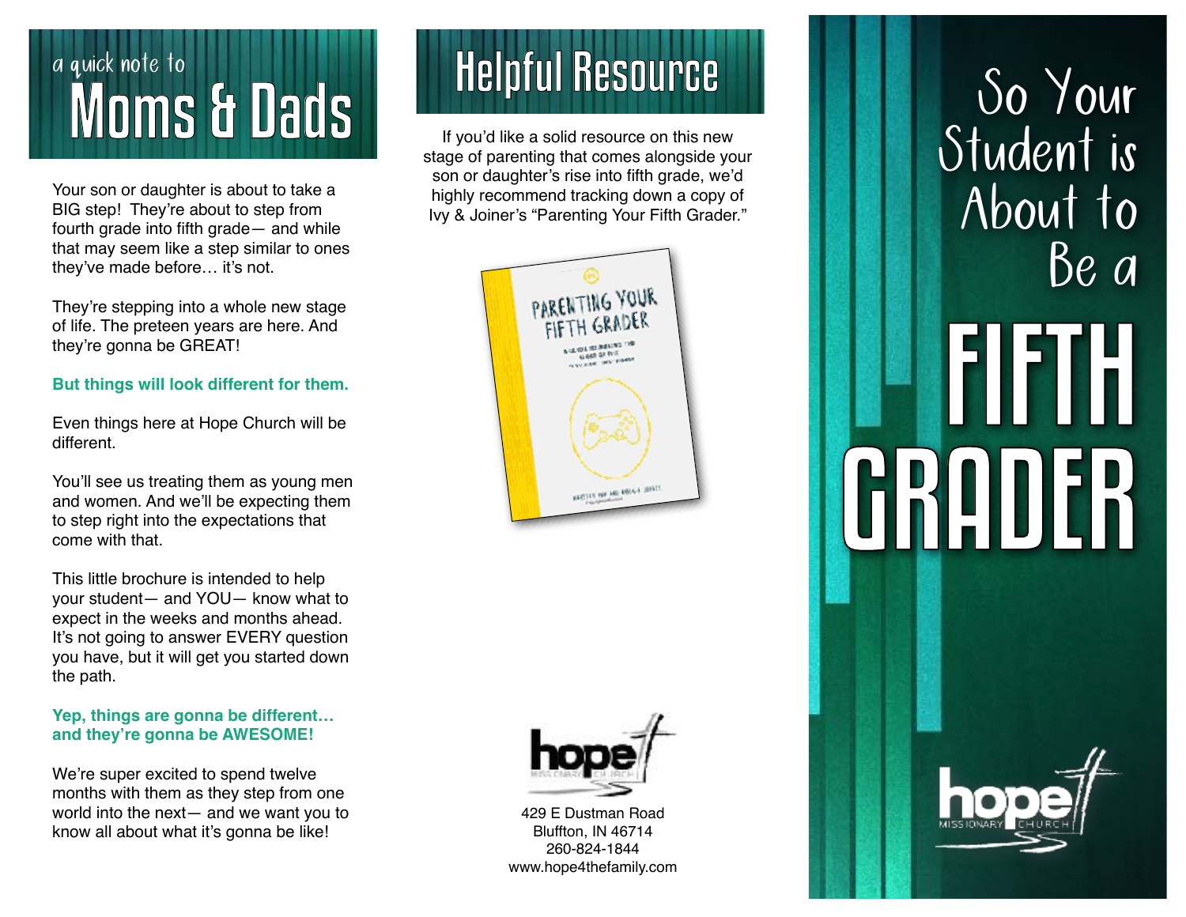## a quick note to Moms & Dads

Your son or daughter is about to take a BIG step! They're about to step from fourth grade into fifth grade— and while that may seem like a step similar to ones they've made before… it's not.

They're stepping into a whole new stage of life. The preteen years are here. And they're gonna be GREAT!

**But things will look different for them.**

Even things here at Hope Church will be different.

You'll see us treating them as young men and women. And we'll be expecting them to step right into the expectations that come with that.

This little brochure is intended to help your student— and YOU— know what to expect in the weeks and months ahead. It's not going to answer EVERY question you have, but it will get you started down the path.

**Yep, things are gonna be different… and they're gonna be AWESOME!**

We're super excited to spend twelve months with them as they step from one world into the next— and we want you to know all about what it's gonna be like!

## Helpful Resource

If you'd like a solid resource on this new stage of parenting that comes alongside your son or daughter's rise into fifth grade, we'd highly recommend tracking down a copy of Ivy & Joiner's "Parenting Your Fifth Grader."

hope MISSIONARY CHURCH

429 E Dustman Road
Bluffton, IN 46714
260-824-1844
www.hope4thefamily.com

# So Your Student is About to Be a FIFTH GRADER

hope MISSIONARY CHURCH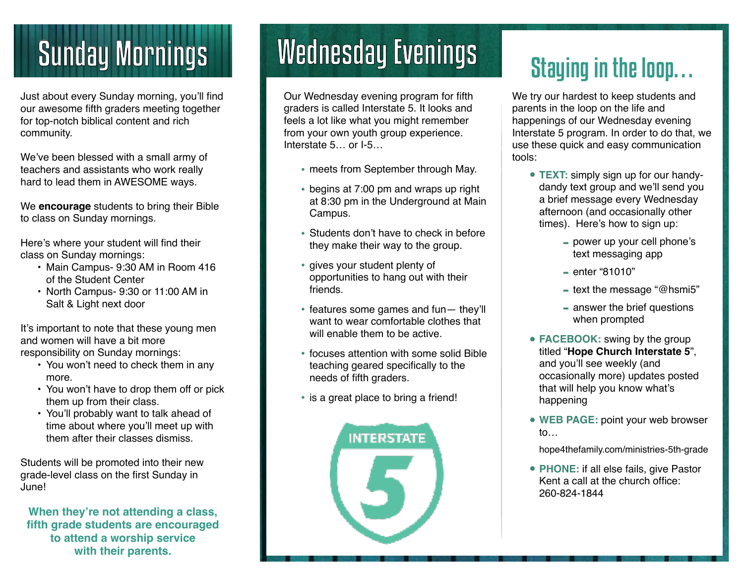# Sunday Mornings

Just about every Sunday morning, you'll find our awesome fifth graders meeting together for top-notch biblical content and rich community.

We've been blessed with a small army of teachers and assistants who work really hard to lead them in AWESOME ways.

We **encourage** students to bring their Bible to class on Sunday mornings.

Here's where your student will find their class on Sunday mornings:

- Main Campus- 9:30 AM in Room 416 of the Student Center
- North Campus- 9:30 or 11:00 AM in Salt & Light next door

It's important to note that these young men and women will have a bit more responsibility on Sunday mornings:

- You won't need to check them in any more.
- You won't have to drop them off or pick them up from their class.
- You'll probably want to talk ahead of time about where you'll meet up with them after their classes dismiss.

Students will be promoted into their new grade-level class on the first Sunday in June!

**When they're not attending a class, fifth grade students are encouraged to attend a worship service with their parents.**

# Wednesday Evenings

Our Wednesday evening program for fifth graders is called Interstate 5. It looks and feels a lot like what you might remember from your own youth group experience. Interstate 5… or I-5…

- meets from September through May.
- begins at 7:00 pm and wraps up right at 8:30 pm in the Underground at Main Campus.
- Students don't have to check in before they make their way to the group.
- gives your student plenty of opportunities to hang out with their friends.
- features some games and fun— they'll want to wear comfortable clothes that will enable them to be active.
- focuses attention with some solid Bible teaching geared specifically to the needs of fifth graders.
- is a great place to bring a friend!

INTERSTATE 5

# Staying in the loop…

We try our hardest to keep students and parents in the loop on the life and happenings of our Wednesday evening Interstate 5 program. In order to do that, we use these quick and easy communication tools:

- **TEXT:** simply sign up for our handy-dandy text group and we'll send you a brief message every Wednesday afternoon (and occasionally other times). Here's how to sign up:
  - power up your cell phone's text messaging app
  - enter "81010"
  - text the message "@hsmi5"
  - answer the brief questions when prompted
- **FACEBOOK:** swing by the group titled "**Hope Church Interstate 5**", and you'll see weekly (and occasionally more) updates posted that will help you know what's happening
- **WEB PAGE:** point your web browser to…

  hope4thefamily.com/ministries-5th-grade
- **PHONE:** if all else fails, give Pastor Kent a call at the church office: 260-824-1844